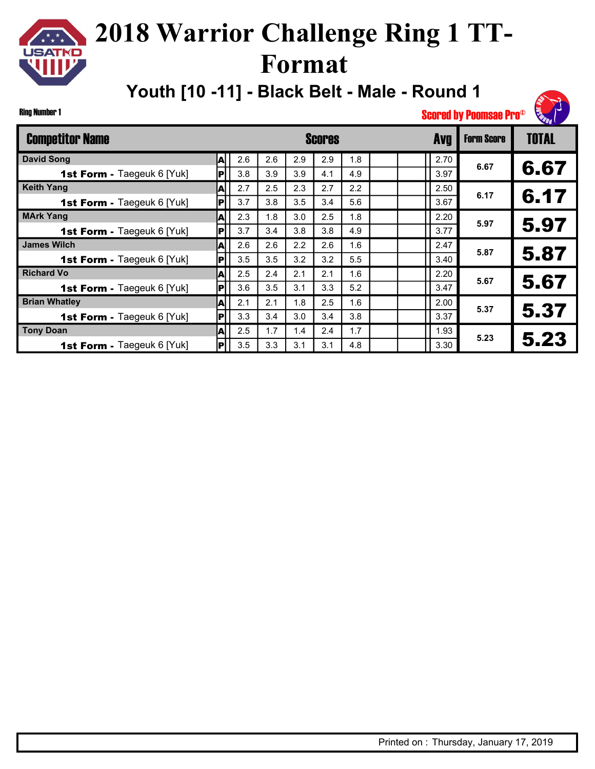# 2018 Warrior Challenge Ring 1 TT-Format

## Youth [10 -11] - Black Belt - Male - Round 1

Ring Number 1

Scored by Poomsae Pro©

| Competitor Name | | Scores | | | | | | | Avg | Form Score | TOTAL |
|---|---|---|---|---|---|---|---|---|---|---|---|
| David Song | A | 2.6 | 2.6 | 2.9 | 2.9 | 1.8 | | | 2.70 | 6.67 | 6.67 |
| **1st Form -** Taegeuk 6 [Yuk] | P | 3.8 | 3.9 | 3.9 | 4.1 | 4.9 | | | 3.97 | | |
| Keith Yang | A | 2.7 | 2.5 | 2.3 | 2.7 | 2.2 | | | 2.50 | 6.17 | 6.17 |
| **1st Form -** Taegeuk 6 [Yuk] | P | 3.7 | 3.8 | 3.5 | 3.4 | 5.6 | | | 3.67 | | |
| MArk Yang | A | 2.3 | 1.8 | 3.0 | 2.5 | 1.8 | | | 2.20 | 5.97 | 5.97 |
| **1st Form -** Taegeuk 6 [Yuk] | P | 3.7 | 3.4 | 3.8 | 3.8 | 4.9 | | | 3.77 | | |
| James Wilch | A | 2.6 | 2.6 | 2.2 | 2.6 | 1.6 | | | 2.47 | 5.87 | 5.87 |
| **1st Form -** Taegeuk 6 [Yuk] | P | 3.5 | 3.5 | 3.2 | 3.2 | 5.5 | | | 3.40 | | |
| Richard Vo | A | 2.5 | 2.4 | 2.1 | 2.1 | 1.6 | | | 2.20 | 5.67 | 5.67 |
| **1st Form -** Taegeuk 6 [Yuk] | P | 3.6 | 3.5 | 3.1 | 3.3 | 5.2 | | | 3.47 | | |
| Brian Whatley | A | 2.1 | 2.1 | 1.8 | 2.5 | 1.6 | | | 2.00 | 5.37 | 5.37 |
| **1st Form -** Taegeuk 6 [Yuk] | P | 3.3 | 3.4 | 3.0 | 3.4 | 3.8 | | | 3.37 | | |
| Tony Doan | A | 2.5 | 1.7 | 1.4 | 2.4 | 1.7 | | | 1.93 | 5.23 | 5.23 |
| **1st Form -** Taegeuk 6 [Yuk] | P | 3.5 | 3.3 | 3.1 | 3.1 | 4.8 | | | 3.30 | | |

Printed on : Thursday, January 17, 2019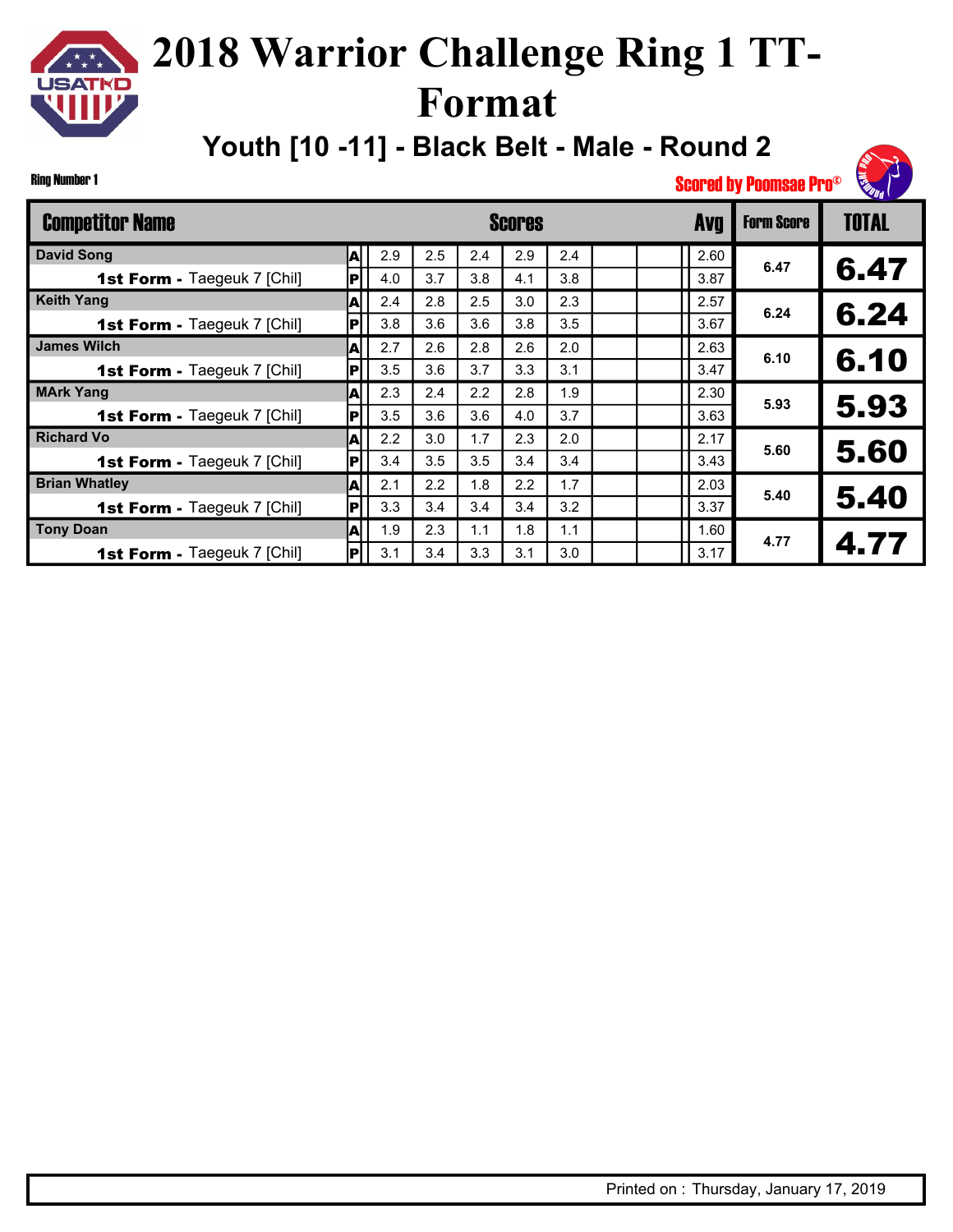# 2018 Warrior Challenge Ring 1 TT-Format

## Youth [10 -11] - Black Belt - Male - Round 2

Ring Number 1

Scored by Poomsae Pro©

| Competitor Name | | Scores | | | | | | | Avg | Form Score | TOTAL |
|---|---|---|---|---|---|---|---|---|---|---|---|
| David Song | A | 2.9 | 2.5 | 2.4 | 2.9 | 2.4 | | | 2.60 | 6.47 | 6.47 |
| **1st Form -** Taegeuk 7 [Chil] | P | 4.0 | 3.7 | 3.8 | 4.1 | 3.8 | | | 3.87 | | |
| Keith Yang | A | 2.4 | 2.8 | 2.5 | 3.0 | 2.3 | | | 2.57 | 6.24 | 6.24 |
| **1st Form -** Taegeuk 7 [Chil] | P | 3.8 | 3.6 | 3.6 | 3.8 | 3.5 | | | 3.67 | | |
| James Wilch | A | 2.7 | 2.6 | 2.8 | 2.6 | 2.0 | | | 2.63 | 6.10 | 6.10 |
| **1st Form -** Taegeuk 7 [Chil] | P | 3.5 | 3.6 | 3.7 | 3.3 | 3.1 | | | 3.47 | | |
| MArk Yang | A | 2.3 | 2.4 | 2.2 | 2.8 | 1.9 | | | 2.30 | 5.93 | 5.93 |
| **1st Form -** Taegeuk 7 [Chil] | P | 3.5 | 3.6 | 3.6 | 4.0 | 3.7 | | | 3.63 | | |
| Richard Vo | A | 2.2 | 3.0 | 1.7 | 2.3 | 2.0 | | | 2.17 | 5.60 | 5.60 |
| **1st Form -** Taegeuk 7 [Chil] | P | 3.4 | 3.5 | 3.5 | 3.4 | 3.4 | | | 3.43 | | |
| Brian Whatley | A | 2.1 | 2.2 | 1.8 | 2.2 | 1.7 | | | 2.03 | 5.40 | 5.40 |
| **1st Form -** Taegeuk 7 [Chil] | P | 3.3 | 3.4 | 3.4 | 3.4 | 3.2 | | | 3.37 | | |
| Tony Doan | A | 1.9 | 2.3 | 1.1 | 1.8 | 1.1 | | | 1.60 | 4.77 | 4.77 |
| **1st Form -** Taegeuk 7 [Chil] | P | 3.1 | 3.4 | 3.3 | 3.1 | 3.0 | | | 3.17 | | |

Printed on : Thursday, January 17, 2019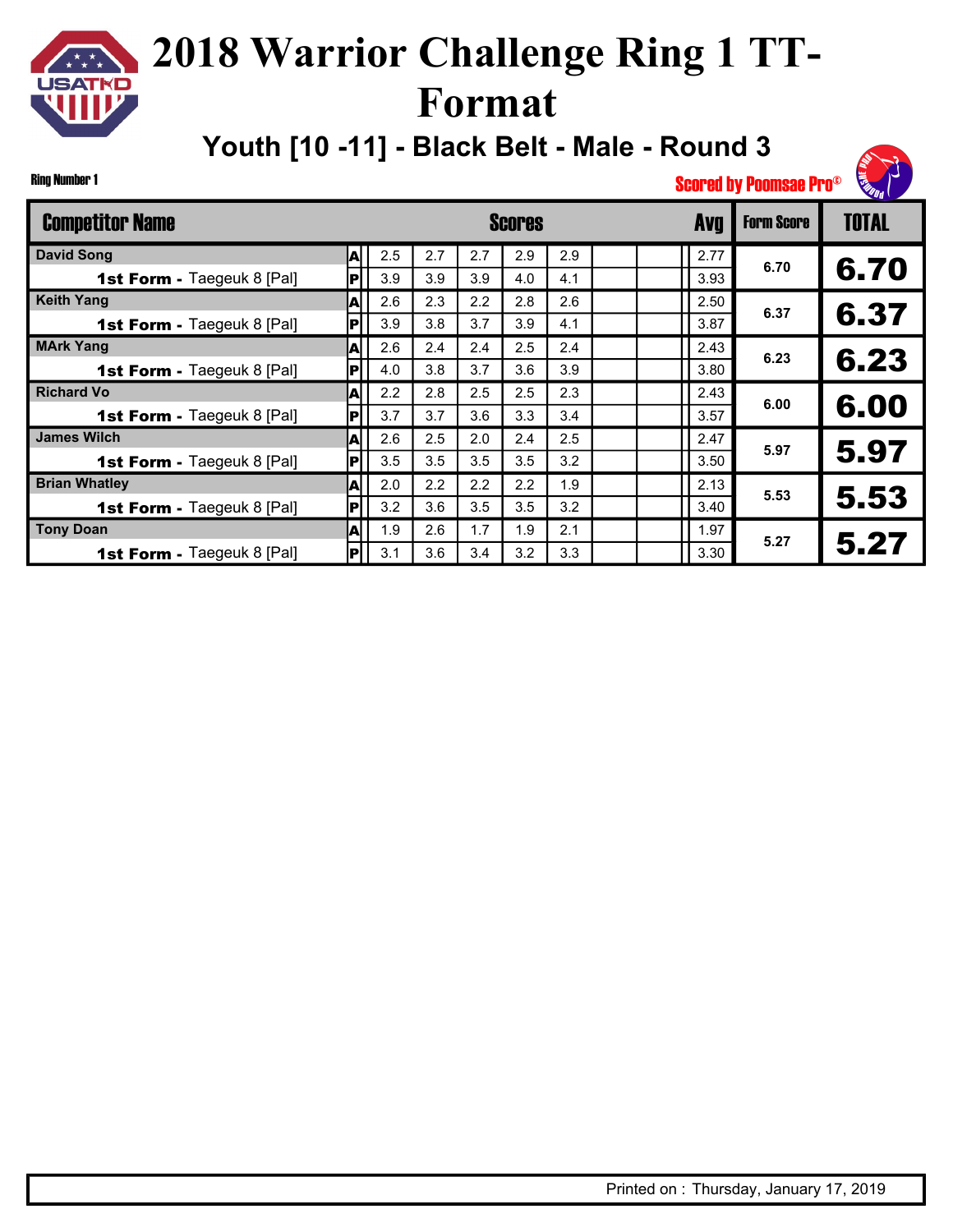# 2018 Warrior Challenge Ring 1 TT-Format

## Youth [10 -11] - Black Belt - Male - Round 3

Ring Number 1

Scored by Poomsae Pro©

| Competitor Name | | Scores | | | | | | | Avg | Form Score | TOTAL |
|---|---|---|---|---|---|---|---|---|---|---|---|
| David Song | A | 2.5 | 2.7 | 2.7 | 2.9 | 2.9 | | | 2.77 | 6.70 | 6.70 |
| **1st Form -** Taegeuk 8 [Pal] | P | 3.9 | 3.9 | 3.9 | 4.0 | 4.1 | | | 3.93 | | |
| Keith Yang | A | 2.6 | 2.3 | 2.2 | 2.8 | 2.6 | | | 2.50 | 6.37 | 6.37 |
| **1st Form -** Taegeuk 8 [Pal] | P | 3.9 | 3.8 | 3.7 | 3.9 | 4.1 | | | 3.87 | | |
| MArk Yang | A | 2.6 | 2.4 | 2.4 | 2.5 | 2.4 | | | 2.43 | 6.23 | 6.23 |
| **1st Form -** Taegeuk 8 [Pal] | P | 4.0 | 3.8 | 3.7 | 3.6 | 3.9 | | | 3.80 | | |
| Richard Vo | A | 2.2 | 2.8 | 2.5 | 2.5 | 2.3 | | | 2.43 | 6.00 | 6.00 |
| **1st Form -** Taegeuk 8 [Pal] | P | 3.7 | 3.7 | 3.6 | 3.3 | 3.4 | | | 3.57 | | |
| James Wilch | A | 2.6 | 2.5 | 2.0 | 2.4 | 2.5 | | | 2.47 | 5.97 | 5.97 |
| **1st Form -** Taegeuk 8 [Pal] | P | 3.5 | 3.5 | 3.5 | 3.5 | 3.2 | | | 3.50 | | |
| Brian Whatley | A | 2.0 | 2.2 | 2.2 | 2.2 | 1.9 | | | 2.13 | 5.53 | 5.53 |
| **1st Form -** Taegeuk 8 [Pal] | P | 3.2 | 3.6 | 3.5 | 3.5 | 3.2 | | | 3.40 | | |
| Tony Doan | A | 1.9 | 2.6 | 1.7 | 1.9 | 2.1 | | | 1.97 | 5.27 | 5.27 |
| **1st Form -** Taegeuk 8 [Pal] | P | 3.1 | 3.6 | 3.4 | 3.2 | 3.3 | | | 3.30 | | |

Printed on : Thursday, January 17, 2019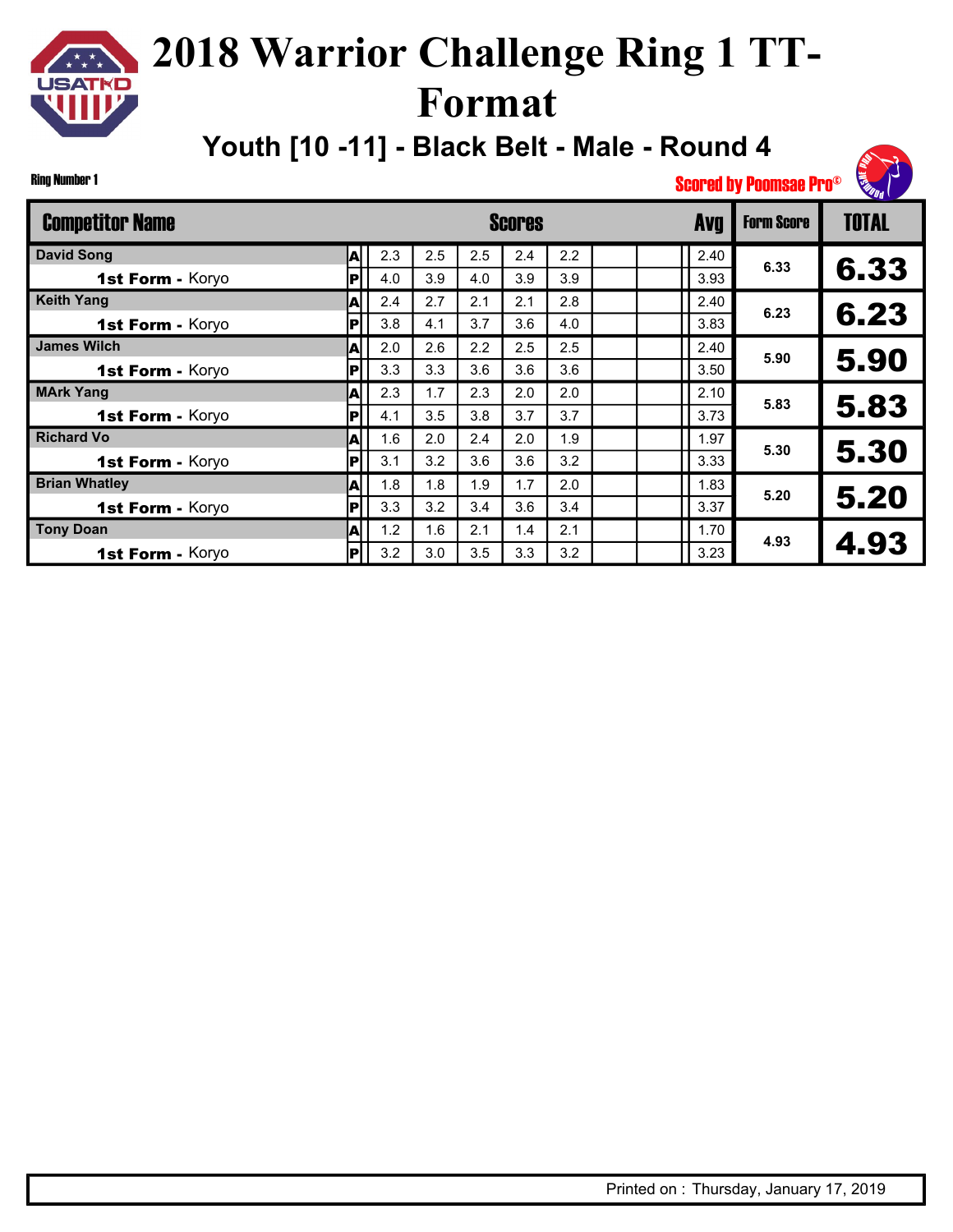# 2018 Warrior Challenge Ring 1 TT-Format

## Youth [10 -11] - Black Belt - Male - Round 4

Ring Number 1

Scored by Poomsae Pro©

| Competitor Name | | Scores | | | | | | | Avg | Form Score | TOTAL |
|---|---|---|---|---|---|---|---|---|---|---|---|
| David Song | A | 2.3 | 2.5 | 2.5 | 2.4 | 2.2 | | | 2.40 | 6.33 | 6.33 |
| **1st Form -** Koryo | P | 4.0 | 3.9 | 4.0 | 3.9 | 3.9 | | | 3.93 | | |
| Keith Yang | A | 2.4 | 2.7 | 2.1 | 2.1 | 2.8 | | | 2.40 | 6.23 | 6.23 |
| **1st Form -** Koryo | P | 3.8 | 4.1 | 3.7 | 3.6 | 4.0 | | | 3.83 | | |
| James Wilch | A | 2.0 | 2.6 | 2.2 | 2.5 | 2.5 | | | 2.40 | 5.90 | 5.90 |
| **1st Form -** Koryo | P | 3.3 | 3.3 | 3.6 | 3.6 | 3.6 | | | 3.50 | | |
| MArk Yang | A | 2.3 | 1.7 | 2.3 | 2.0 | 2.0 | | | 2.10 | 5.83 | 5.83 |
| **1st Form -** Koryo | P | 4.1 | 3.5 | 3.8 | 3.7 | 3.7 | | | 3.73 | | |
| Richard Vo | A | 1.6 | 2.0 | 2.4 | 2.0 | 1.9 | | | 1.97 | 5.30 | 5.30 |
| **1st Form -** Koryo | P | 3.1 | 3.2 | 3.6 | 3.6 | 3.2 | | | 3.33 | | |
| Brian Whatley | A | 1.8 | 1.8 | 1.9 | 1.7 | 2.0 | | | 1.83 | 5.20 | 5.20 |
| **1st Form -** Koryo | P | 3.3 | 3.2 | 3.4 | 3.6 | 3.4 | | | 3.37 | | |
| Tony Doan | A | 1.2 | 1.6 | 2.1 | 1.4 | 2.1 | | | 1.70 | 4.93 | 4.93 |
| **1st Form -** Koryo | P | 3.2 | 3.0 | 3.5 | 3.3 | 3.2 | | | 3.23 | | |

Printed on : Thursday, January 17, 2019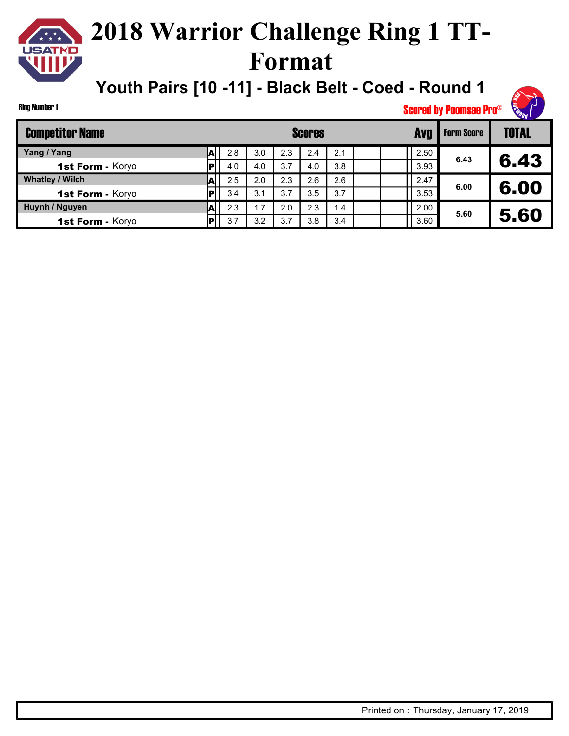# 2018 Warrior Challenge Ring 1 TT-Format

## Youth Pairs [10 -11] - Black Belt - Coed - Round 1

Ring Number 1

Scored by Poomsae Pro©

| Competitor Name | | Scores | | | | | | | Avg | Form Score | TOTAL |
|---|---|---|---|---|---|---|---|---|---|---|---|
| Yang / Yang | A | 2.8 | 3.0 | 2.3 | 2.4 | 2.1 | | | 2.50 | 6.43 | 6.43 |
| **1st Form -** Koryo | P | 4.0 | 4.0 | 3.7 | 4.0 | 3.8 | | | 3.93 | | |
| Whatley / Wilch | A | 2.5 | 2.0 | 2.3 | 2.6 | 2.6 | | | 2.47 | 6.00 | 6.00 |
| **1st Form -** Koryo | P | 3.4 | 3.1 | 3.7 | 3.5 | 3.7 | | | 3.53 | | |
| Huynh / Nguyen | A | 2.3 | 1.7 | 2.0 | 2.3 | 1.4 | | | 2.00 | 5.60 | 5.60 |
| **1st Form -** Koryo | P | 3.7 | 3.2 | 3.7 | 3.8 | 3.4 | | | 3.60 | | |

Printed on : Thursday, January 17, 2019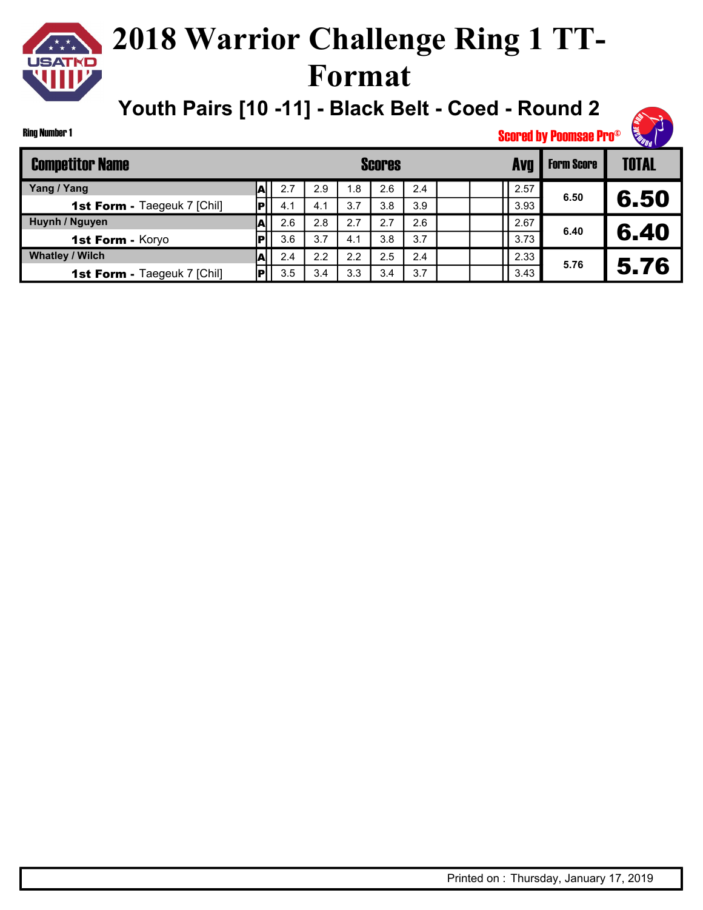# 2018 Warrior Challenge Ring 1 TT-Format

## Youth Pairs [10 -11] - Black Belt - Coed - Round 2

Ring Number 1

Scored by Poomsae Pro©

| Competitor Name | | Scores | | | | | | | Avg | Form Score | TOTAL |
|---|---|---|---|---|---|---|---|---|---|---|---|
| Yang / Yang | A | 2.7 | 2.9 | 1.8 | 2.6 | 2.4 | | | 2.57 | 6.50 | 6.50 |
| **1st Form -** Taegeuk 7 [Chil] | P | 4.1 | 4.1 | 3.7 | 3.8 | 3.9 | | | 3.93 | | |
| Huynh / Nguyen | A | 2.6 | 2.8 | 2.7 | 2.7 | 2.6 | | | 2.67 | 6.40 | 6.40 |
| **1st Form -** Koryo | P | 3.6 | 3.7 | 4.1 | 3.8 | 3.7 | | | 3.73 | | |
| Whatley / Wilch | A | 2.4 | 2.2 | 2.2 | 2.5 | 2.4 | | | 2.33 | 5.76 | 5.76 |
| **1st Form -** Taegeuk 7 [Chil] | P | 3.5 | 3.4 | 3.3 | 3.4 | 3.7 | | | 3.43 | | |

Printed on : Thursday, January 17, 2019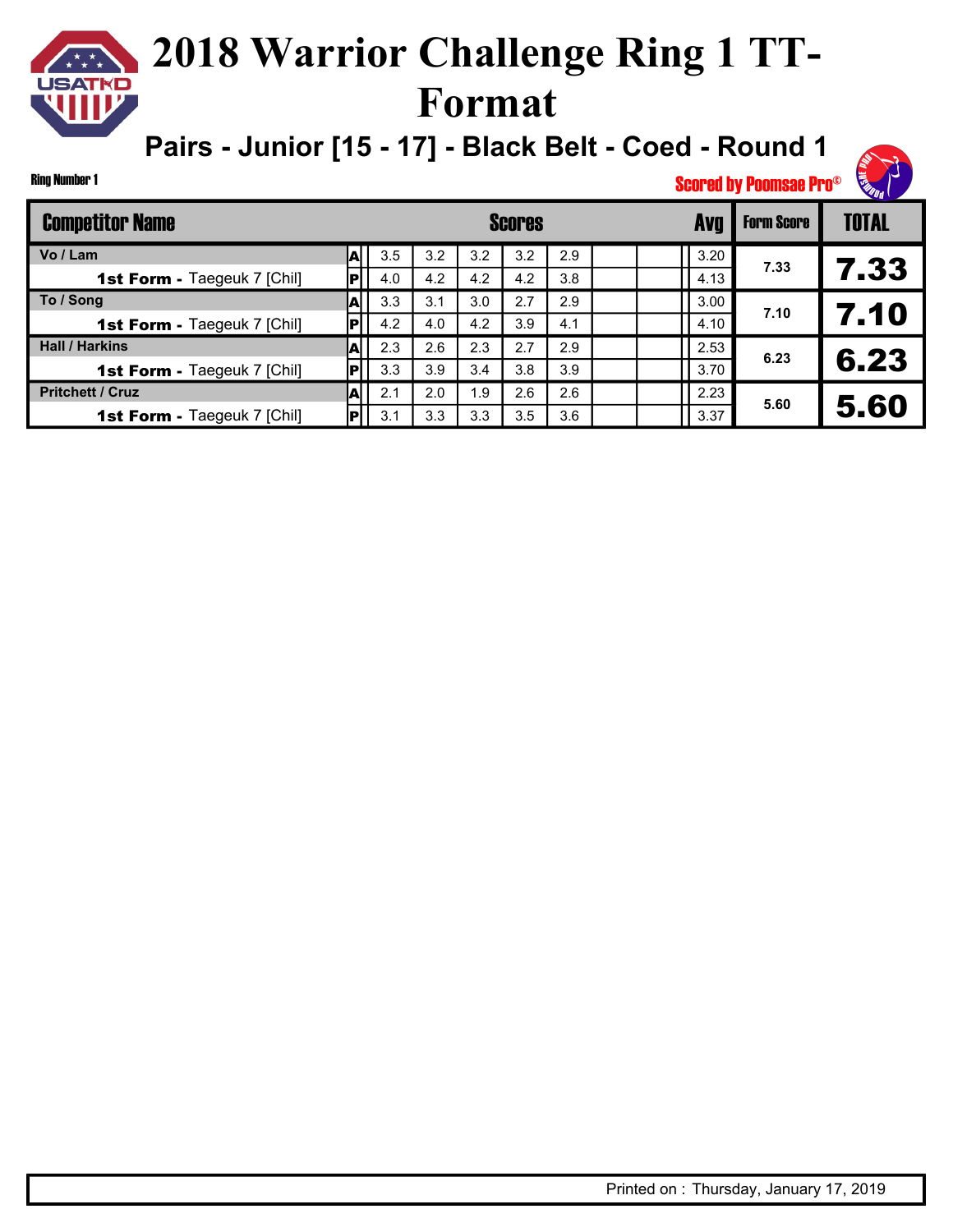# 2018 Warrior Challenge Ring 1 TT-Format

## Pairs - Junior [15 - 17] - Black Belt - Coed - Round 1

Ring Number 1

Scored by Poomsae Pro©

| Competitor Name | | Scores | | | | | | | Avg | Form Score | TOTAL |
|---|---|---|---|---|---|---|---|---|---|---|---|
| Vo / Lam | A | 3.5 | 3.2 | 3.2 | 3.2 | 2.9 | | | 3.20 | 7.33 | 7.33 |
| **1st Form -** Taegeuk 7 [Chil] | P | 4.0 | 4.2 | 4.2 | 4.2 | 3.8 | | | 4.13 | | |
| To / Song | A | 3.3 | 3.1 | 3.0 | 2.7 | 2.9 | | | 3.00 | 7.10 | 7.10 |
| **1st Form -** Taegeuk 7 [Chil] | P | 4.2 | 4.0 | 4.2 | 3.9 | 4.1 | | | 4.10 | | |
| Hall / Harkins | A | 2.3 | 2.6 | 2.3 | 2.7 | 2.9 | | | 2.53 | 6.23 | 6.23 |
| **1st Form -** Taegeuk 7 [Chil] | P | 3.3 | 3.9 | 3.4 | 3.8 | 3.9 | | | 3.70 | | |
| Pritchett / Cruz | A | 2.1 | 2.0 | 1.9 | 2.6 | 2.6 | | | 2.23 | 5.60 | 5.60 |
| **1st Form -** Taegeuk 7 [Chil] | P | 3.1 | 3.3 | 3.3 | 3.5 | 3.6 | | | 3.37 | | |

Printed on : Thursday, January 17, 2019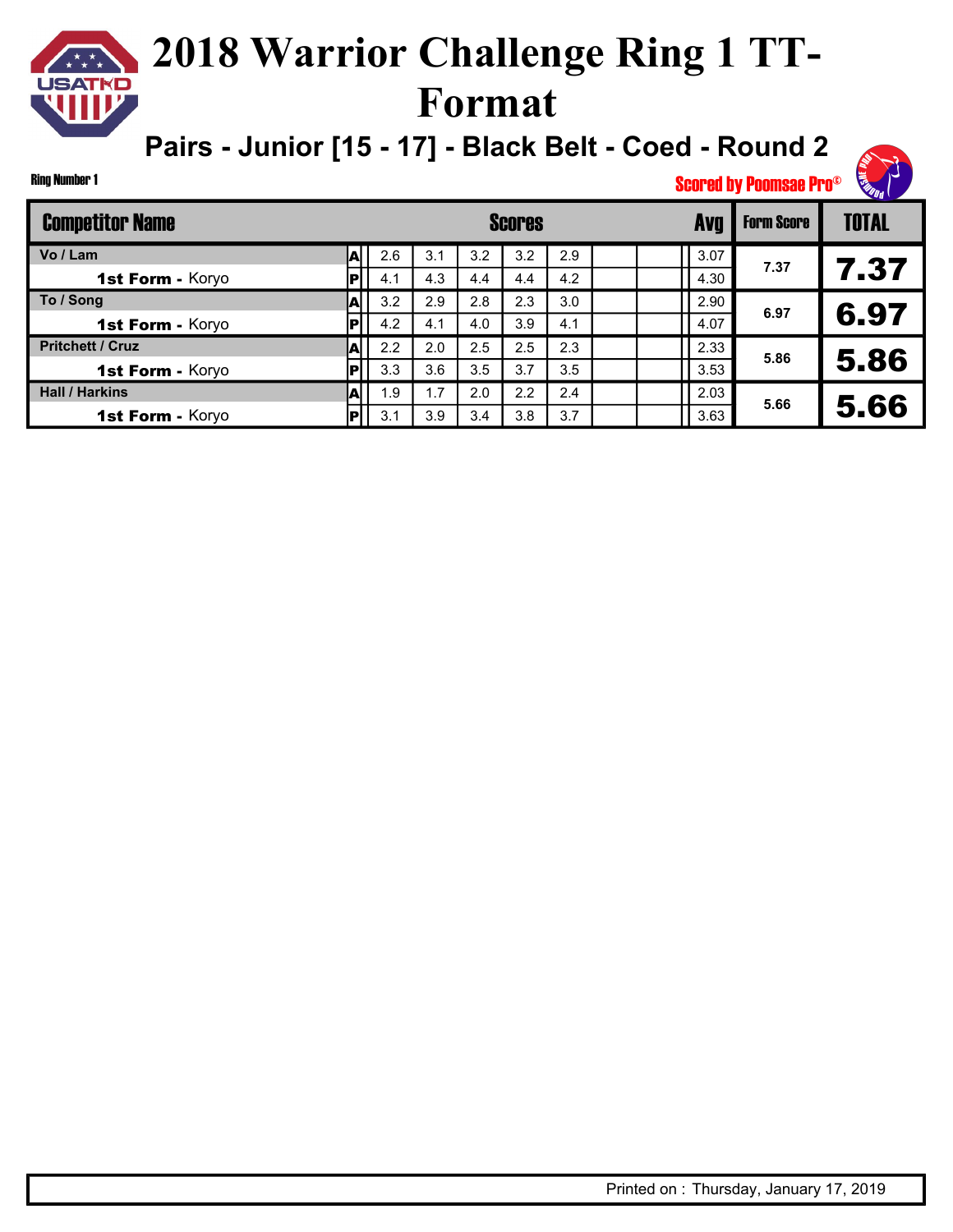# 2018 Warrior Challenge Ring 1 TT-Format

## Pairs - Junior [15 - 17] - Black Belt - Coed - Round 2

Ring Number 1

Scored by Poomsae Pro©

| Competitor Name | | Scores | | | | | | | Avg | Form Score | TOTAL |
|---|---|---|---|---|---|---|---|---|---|---|---|
| Vo / Lam | A | 2.6 | 3.1 | 3.2 | 3.2 | 2.9 | | | 3.07 | 7.37 | 7.37 |
| **1st Form -** Koryo | P | 4.1 | 4.3 | 4.4 | 4.4 | 4.2 | | | 4.30 | | |
| To / Song | A | 3.2 | 2.9 | 2.8 | 2.3 | 3.0 | | | 2.90 | 6.97 | 6.97 |
| **1st Form -** Koryo | P | 4.2 | 4.1 | 4.0 | 3.9 | 4.1 | | | 4.07 | | |
| Pritchett / Cruz | A | 2.2 | 2.0 | 2.5 | 2.5 | 2.3 | | | 2.33 | 5.86 | 5.86 |
| **1st Form -** Koryo | P | 3.3 | 3.6 | 3.5 | 3.7 | 3.5 | | | 3.53 | | |
| Hall / Harkins | A | 1.9 | 1.7 | 2.0 | 2.2 | 2.4 | | | 2.03 | 5.66 | 5.66 |
| **1st Form -** Koryo | P | 3.1 | 3.9 | 3.4 | 3.8 | 3.7 | | | 3.63 | | |

Printed on : Thursday, January 17, 2019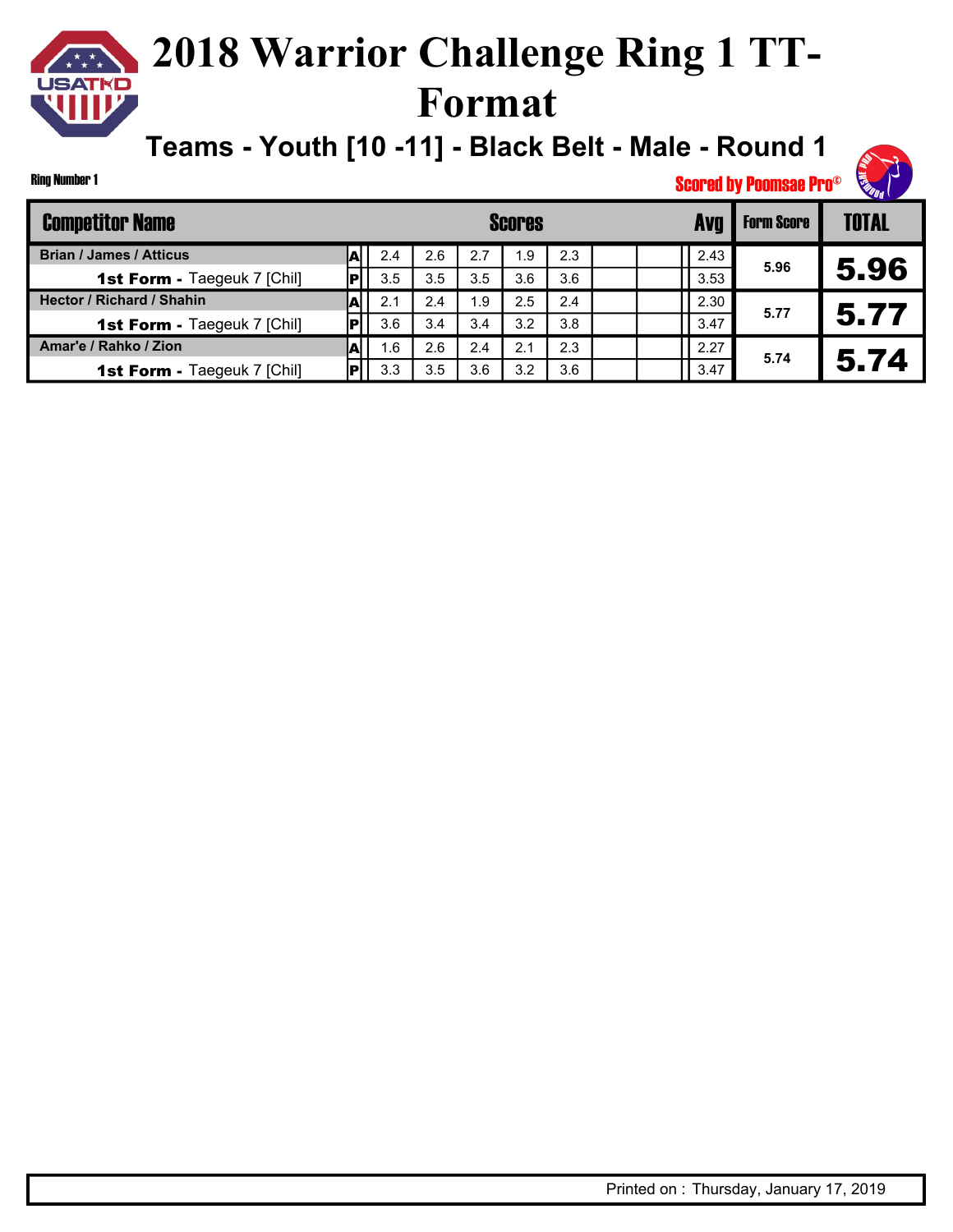# 2018 Warrior Challenge Ring 1 TT-Format

## Teams - Youth [10 -11] - Black Belt - Male - Round 1

Ring Number 1

Scored by Poomsae Pro©

| Competitor Name | | Scores | | | | | | | Avg | Form Score | TOTAL |
|---|---|---|---|---|---|---|---|---|---|---|---|
| **Brian / James / Atticus** | A | 2.4 | 2.6 | 2.7 | 1.9 | 2.3 | | | 2.43 | 5.96 | 5.96 |
| **1st Form -** Taegeuk 7 [Chil] | P | 3.5 | 3.5 | 3.5 | 3.6 | 3.6 | | | 3.53 | | |
| **Hector / Richard / Shahin** | A | 2.1 | 2.4 | 1.9 | 2.5 | 2.4 | | | 2.30 | 5.77 | 5.77 |
| **1st Form -** Taegeuk 7 [Chil] | P | 3.6 | 3.4 | 3.4 | 3.2 | 3.8 | | | 3.47 | | |
| **Amar'e / Rahko / Zion** | A | 1.6 | 2.6 | 2.4 | 2.1 | 2.3 | | | 2.27 | 5.74 | 5.74 |
| **1st Form -** Taegeuk 7 [Chil] | P | 3.3 | 3.5 | 3.6 | 3.2 | 3.6 | | | 3.47 | | |

Printed on : Thursday, January 17, 2019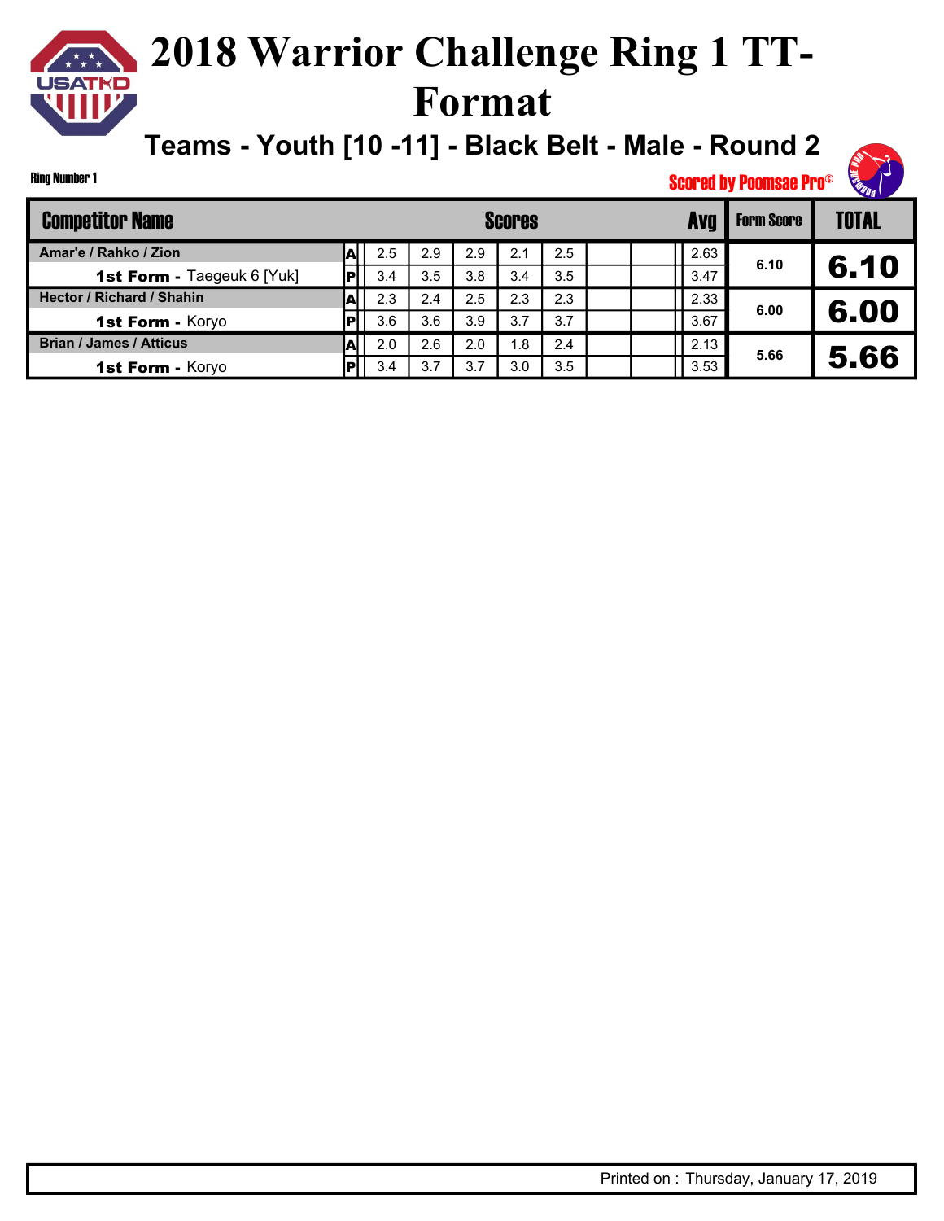# 2018 Warrior Challenge Ring 1 TT-Format

## Teams - Youth [10 -11] - Black Belt - Male - Round 2

Ring Number 1

Scored by Poomsae Pro©

| Competitor Name | | Scores | | | | | | | Avg | Form Score | TOTAL |
|---|---|---|---|---|---|---|---|---|---|---|---|
| Amar'e / Rahko / Zion | A | 2.5 | 2.9 | 2.9 | 2.1 | 2.5 | | | 2.63 | 6.10 | 6.10 |
| **1st Form -** Taegeuk 6 [Yuk] | P | 3.4 | 3.5 | 3.8 | 3.4 | 3.5 | | | 3.47 | | |
| Hector / Richard / Shahin | A | 2.3 | 2.4 | 2.5 | 2.3 | 2.3 | | | 2.33 | 6.00 | 6.00 |
| **1st Form -** Koryo | P | 3.6 | 3.6 | 3.9 | 3.7 | 3.7 | | | 3.67 | | |
| Brian / James / Atticus | A | 2.0 | 2.6 | 2.0 | 1.8 | 2.4 | | | 2.13 | 5.66 | 5.66 |
| **1st Form -** Koryo | P | 3.4 | 3.7 | 3.7 | 3.0 | 3.5 | | | 3.53 | | |

Printed on : Thursday, January 17, 2019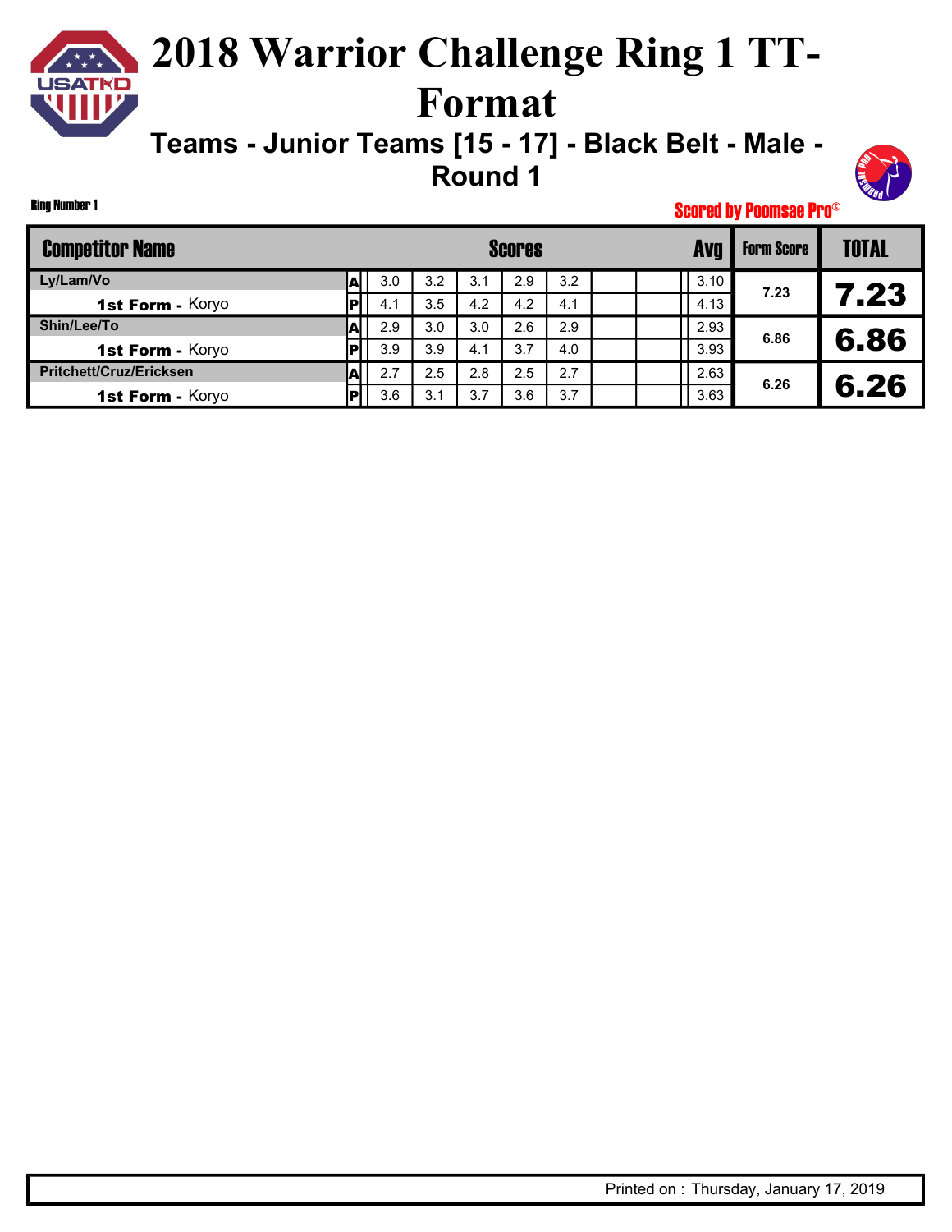# 2018 Warrior Challenge Ring 1 TT-Format

## Teams - Junior Teams [15 - 17] - Black Belt - Male - Round 1

Ring Number 1

Scored by Poomsae Pro©

| Competitor Name | | Scores | | | | | | | Avg | Form Score | TOTAL |
|---|---|---|---|---|---|---|---|---|---|---|---|
| Ly/Lam/Vo | A | 3.0 | 3.2 | 3.1 | 2.9 | 3.2 | | | 3.10 | 7.23 | 7.23 |
| 1st Form - Koryo | P | 4.1 | 3.5 | 4.2 | 4.2 | 4.1 | | | 4.13 | | |
| Shin/Lee/To | A | 2.9 | 3.0 | 3.0 | 2.6 | 2.9 | | | 2.93 | 6.86 | 6.86 |
| 1st Form - Koryo | P | 3.9 | 3.9 | 4.1 | 3.7 | 4.0 | | | 3.93 | | |
| Pritchett/Cruz/Ericksen | A | 2.7 | 2.5 | 2.8 | 2.5 | 2.7 | | | 2.63 | 6.26 | 6.26 |
| 1st Form - Koryo | P | 3.6 | 3.1 | 3.7 | 3.6 | 3.7 | | | 3.63 | | |

Printed on : Thursday, January 17, 2019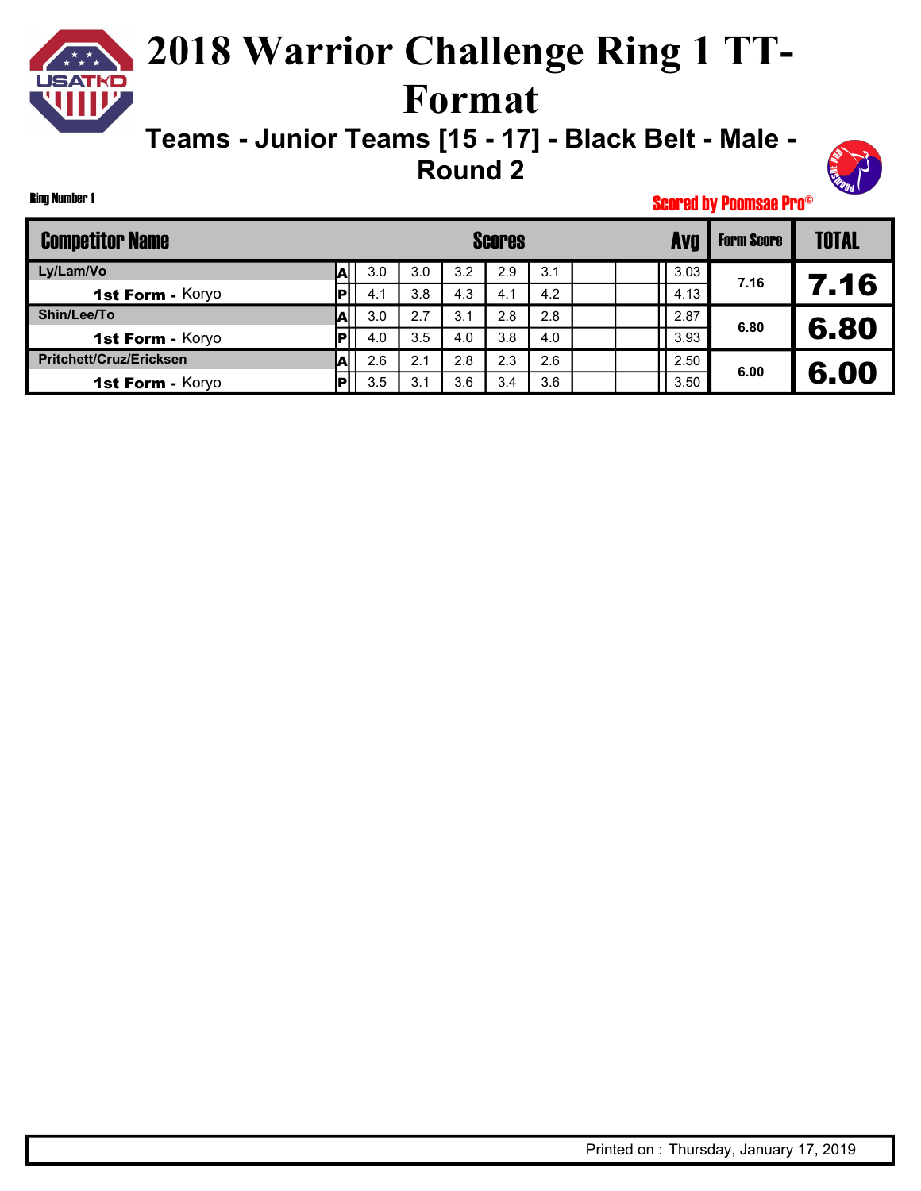# 2018 Warrior Challenge Ring 1 TT-Format

## Teams - Junior Teams [15 - 17] - Black Belt - Male - Round 2

Ring Number 1

Scored by Poomsae Pro©

| Competitor Name | | Scores | | | | | | | Avg | Form Score | TOTAL |
|---|---|---|---|---|---|---|---|---|---|---|---|
| Ly/Lam/Vo | A | 3.0 | 3.0 | 3.2 | 2.9 | 3.1 | | | 3.03 | 7.16 | 7.16 |
| 1st Form - Koryo | P | 4.1 | 3.8 | 4.3 | 4.1 | 4.2 | | | 4.13 | | |
| Shin/Lee/To | A | 3.0 | 2.7 | 3.1 | 2.8 | 2.8 | | | 2.87 | 6.80 | 6.80 |
| 1st Form - Koryo | P | 4.0 | 3.5 | 4.0 | 3.8 | 4.0 | | | 3.93 | | |
| Pritchett/Cruz/Ericksen | A | 2.6 | 2.1 | 2.8 | 2.3 | 2.6 | | | 2.50 | 6.00 | 6.00 |
| 1st Form - Koryo | P | 3.5 | 3.1 | 3.6 | 3.4 | 3.6 | | | 3.50 | | |

Printed on : Thursday, January 17, 2019